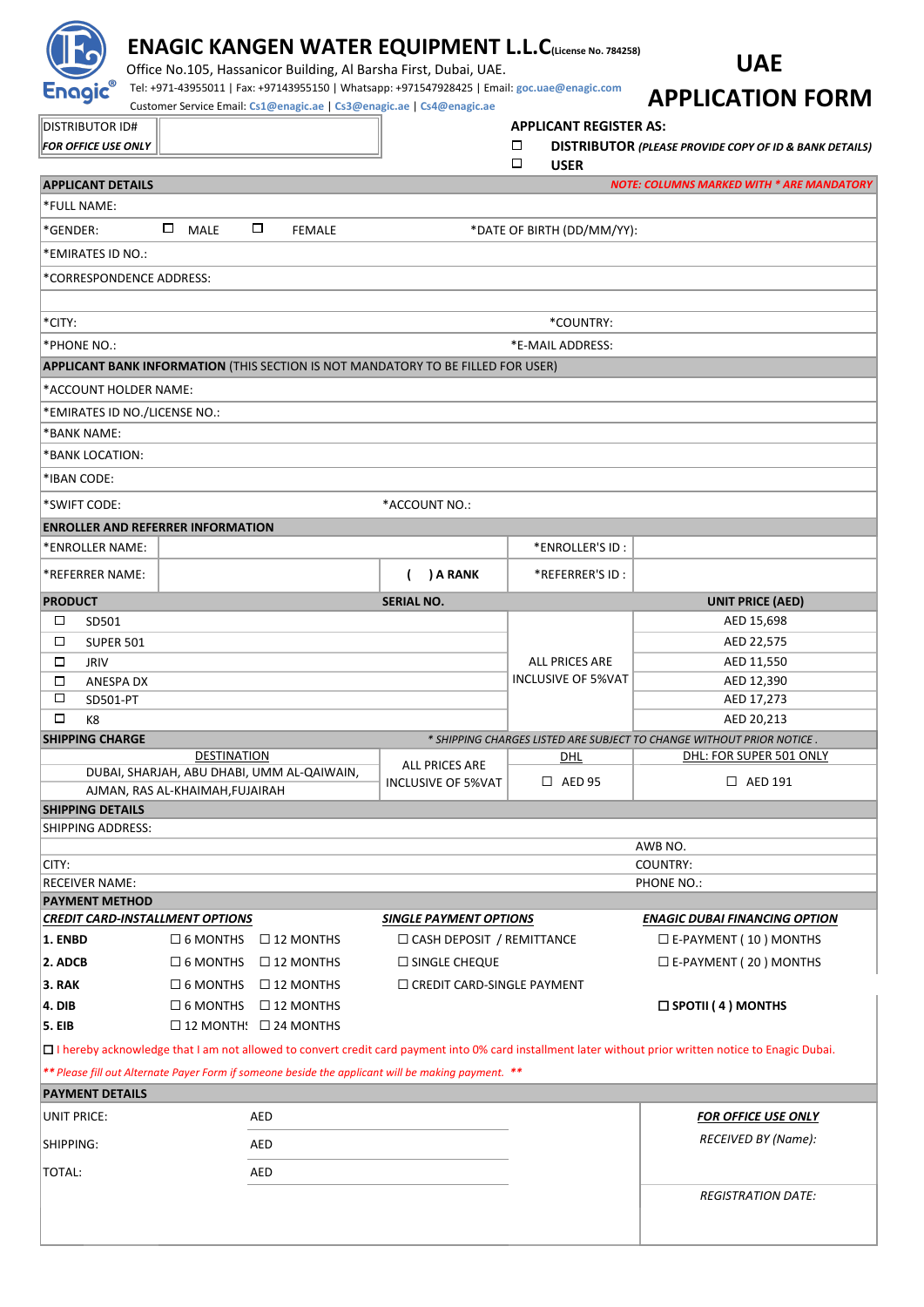# ENAGIC KANGEN WATER EQUIPMENT L.L.C (License No. 784258)

Office No.105, Hassanicor Building, Al Barsha First, Dubai, UAE.

Tel: +971-43955011 | Fax: +97143955150 | Whatsapp: +971547928425 | Email: goc.uae@enagic.com

Customer Service Email: Cs1@enagic.ae | Cs3@enagic.ae | Cs4@enagic.ae

# UAE APPLICATION FORM

| DISTRIBUTOR ID# | |
|---|---|
| *FOR OFFICE USE ONLY* | |

**APPLICANT REGISTER AS:**

☐ **DISTRIBUTOR** *(PLEASE PROVIDE COPY OF ID & BANK DETAILS)*

☐ **USER**

## APPLICANT DETAILS

*NOTE: COLUMNS MARKED WITH * ARE MANDATORY*

*FULL NAME:

*GENDER: ☐ MALE ☐ FEMALE *DATE OF BIRTH (DD/MM/YY):

*EMIRATES ID NO.:

*CORRESPONDENCE ADDRESS:

*CITY: *COUNTRY:

*PHONE NO.: *E-MAIL ADDRESS:

## APPLICANT BANK INFORMATION (THIS SECTION IS NOT MANDATORY TO BE FILLED FOR USER)

*ACCOUNT HOLDER NAME:

*EMIRATES ID NO./LICENSE NO.:

*BANK NAME:

*BANK LOCATION:

*IBAN CODE:

*SWIFT CODE: *ACCOUNT NO.:

## ENROLLER AND REFERRER INFORMATION

| *ENROLLER NAME: | | | *ENROLLER'S ID : | |
|---|---|---|---|---|
| *REFERRER NAME: | | ( ) A RANK | *REFERRER'S ID : | |

## PRODUCT

| PRODUCT | SERIAL NO. | | UNIT PRICE (AED) |
|---|---|---|---|
| ☐ SD501 | | ALL PRICES ARE INCLUSIVE OF 5%VAT | AED 15,698 |
| ☐ SUPER 501 | | | AED 22,575 |
| ☐ JRIV | | | AED 11,550 |
| ☐ ANESPA DX | | | AED 12,390 |
| ☐ SD501-PT | | | AED 17,273 |
| ☐ K8 | | | AED 20,213 |

## SHIPPING CHARGE

*\* SHIPPING CHARGES LISTED ARE SUBJECT TO CHANGE WITHOUT PRIOR NOTICE .*

| DESTINATION | | DHL | DHL: FOR SUPER 501 ONLY |
|---|---|---|---|
| DUBAI, SHARJAH, ABU DHABI, UMM AL-QAIWAIN, AJMAN, RAS AL-KHAIMAH,FUJAIRAH | ALL PRICES ARE INCLUSIVE OF 5%VAT | ☐ AED 95 | ☐ AED 191 |

## SHIPPING DETAILS

SHIPPING ADDRESS:

AWB NO.

CITY: COUNTRY:

RECEIVER NAME: PHONE NO.:

## PAYMENT METHOD

| ***CREDIT CARD-INSTALLMENT OPTIONS*** | | | ***SINGLE PAYMENT OPTIONS*** | ***ENAGIC DUBAI FINANCING OPTION*** |
|---|---|---|---|---|
| **1. ENBD** | ☐ 6 MONTHS | ☐ 12 MONTHS | ☐ CASH DEPOSIT / REMITTANCE | ☐ E-PAYMENT ( 10 ) MONTHS |
| **2. ADCB** | ☐ 6 MONTHS | ☐ 12 MONTHS | ☐ SINGLE CHEQUE | ☐ E-PAYMENT ( 20 ) MONTHS |
| **3. RAK** | ☐ 6 MONTHS | ☐ 12 MONTHS | ☐ CREDIT CARD-SINGLE PAYMENT | |
| **4. DIB** | ☐ 6 MONTHS | ☐ 12 MONTHS | | **☐ SPOTII ( 4 ) MONTHS** |
| **5. EIB** | ☐ 12 MONTHS | ☐ 24 MONTHS | | |

☐ I hereby acknowledge that I am not allowed to convert credit card payment into 0% card installment later without prior written notice to Enagic Dubai.

*\*\* Please fill out Alternate Payer Form if someone beside the applicant will be making payment. \*\**

## PAYMENT DETAILS

| | | ***FOR OFFICE USE ONLY*** |
|---|---|---|
| UNIT PRICE: | AED | *RECEIVED BY (Name):* |
| SHIPPING: | AED | |
| TOTAL: | AED | *REGISTRATION DATE:* |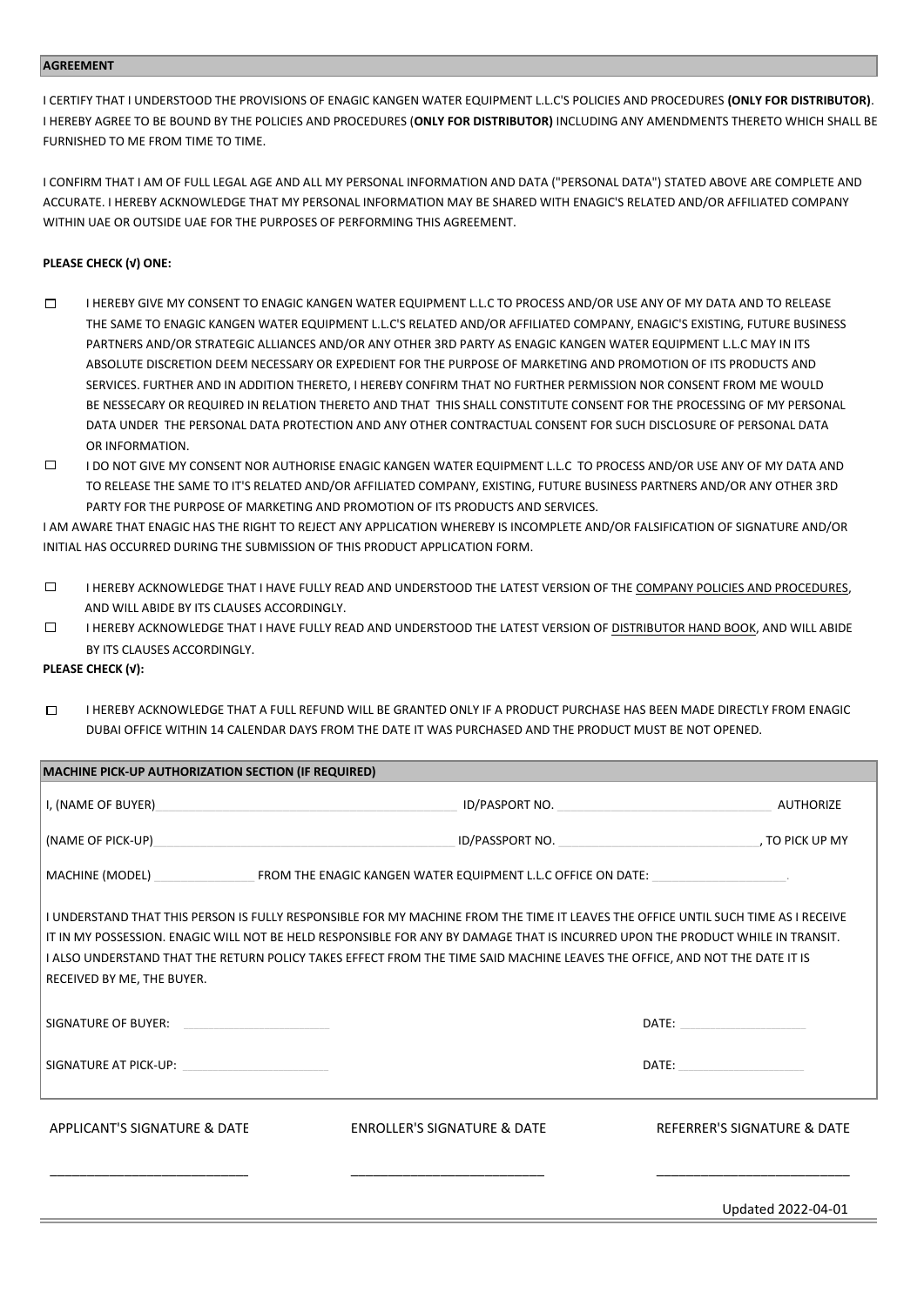## AGREEMENT

I CERTIFY THAT I UNDERSTOOD THE PROVISIONS OF ENAGIC KANGEN WATER EQUIPMENT L.L.C'S POLICIES AND PROCEDURES **(ONLY FOR DISTRIBUTOR)**. I HEREBY AGREE TO BE BOUND BY THE POLICIES AND PROCEDURES (**ONLY FOR DISTRIBUTOR)** INCLUDING ANY AMENDMENTS THERETO WHICH SHALL BE FURNISHED TO ME FROM TIME TO TIME.

I CONFIRM THAT I AM OF FULL LEGAL AGE AND ALL MY PERSONAL INFORMATION AND DATA ("PERSONAL DATA") STATED ABOVE ARE COMPLETE AND ACCURATE. I HEREBY ACKNOWLEDGE THAT MY PERSONAL INFORMATION MAY BE SHARED WITH ENAGIC'S RELATED AND/OR AFFILIATED COMPANY WITHIN UAE OR OUTSIDE UAE FOR THE PURPOSES OF PERFORMING THIS AGREEMENT.

**PLEASE CHECK (√) ONE:**

- ☐ I HEREBY GIVE MY CONSENT TO ENAGIC KANGEN WATER EQUIPMENT L.L.C TO PROCESS AND/OR USE ANY OF MY DATA AND TO RELEASE THE SAME TO ENAGIC KANGEN WATER EQUIPMENT L.L.C'S RELATED AND/OR AFFILIATED COMPANY, ENAGIC'S EXISTING, FUTURE BUSINESS PARTNERS AND/OR STRATEGIC ALLIANCES AND/OR ANY OTHER 3RD PARTY AS ENAGIC KANGEN WATER EQUIPMENT L.L.C MAY IN ITS ABSOLUTE DISCRETION DEEM NECESSARY OR EXPEDIENT FOR THE PURPOSE OF MARKETING AND PROMOTION OF ITS PRODUCTS AND SERVICES. FURTHER AND IN ADDITION THERETO, I HEREBY CONFIRM THAT NO FURTHER PERMISSION NOR CONSENT FROM ME WOULD BE NESSECARY OR REQUIRED IN RELATION THERETO AND THAT THIS SHALL CONSTITUTE CONSENT FOR THE PROCESSING OF MY PERSONAL DATA UNDER THE PERSONAL DATA PROTECTION AND ANY OTHER CONTRACTUAL CONSENT FOR SUCH DISCLOSURE OF PERSONAL DATA OR INFORMATION.
- ☐ I DO NOT GIVE MY CONSENT NOR AUTHORISE ENAGIC KANGEN WATER EQUIPMENT L.L.C TO PROCESS AND/OR USE ANY OF MY DATA AND TO RELEASE THE SAME TO IT'S RELATED AND/OR AFFILIATED COMPANY, EXISTING, FUTURE BUSINESS PARTNERS AND/OR ANY OTHER 3RD PARTY FOR THE PURPOSE OF MARKETING AND PROMOTION OF ITS PRODUCTS AND SERVICES.

I AM AWARE THAT ENAGIC HAS THE RIGHT TO REJECT ANY APPLICATION WHEREBY IS INCOMPLETE AND/OR FALSIFICATION OF SIGNATURE AND/OR INITIAL HAS OCCURRED DURING THE SUBMISSION OF THIS PRODUCT APPLICATION FORM.

- ☐ I HEREBY ACKNOWLEDGE THAT I HAVE FULLY READ AND UNDERSTOOD THE LATEST VERSION OF THE COMPANY POLICIES AND PROCEDURES, AND WILL ABIDE BY ITS CLAUSES ACCORDINGLY.
- ☐ I HEREBY ACKNOWLEDGE THAT I HAVE FULLY READ AND UNDERSTOOD THE LATEST VERSION OF DISTRIBUTOR HAND BOOK, AND WILL ABIDE BY ITS CLAUSES ACCORDINGLY.

**PLEASE CHECK (√):**

- ☐ I HEREBY ACKNOWLEDGE THAT A FULL REFUND WILL BE GRANTED ONLY IF A PRODUCT PURCHASE HAS BEEN MADE DIRECTLY FROM ENAGIC DUBAI OFFICE WITHIN 14 CALENDAR DAYS FROM THE DATE IT WAS PURCHASED AND THE PRODUCT MUST BE NOT OPENED.

## MACHINE PICK-UP AUTHORIZATION SECTION (IF REQUIRED)

I, (NAME OF BUYER) ______________________ ID/PASPORT NO. ______________________ AUTHORIZE

(NAME OF PICK-UP) ______________________ ID/PASSPORT NO. ______________________, TO PICK UP MY

MACHINE (MODEL) ______________ FROM THE ENAGIC KANGEN WATER EQUIPMENT L.L.C OFFICE ON DATE: ______________.

I UNDERSTAND THAT THIS PERSON IS FULLY RESPONSIBLE FOR MY MACHINE FROM THE TIME IT LEAVES THE OFFICE UNTIL SUCH TIME AS I RECEIVE IT IN MY POSSESSION. ENAGIC WILL NOT BE HELD RESPONSIBLE FOR ANY BY DAMAGE THAT IS INCURRED UPON THE PRODUCT WHILE IN TRANSIT. I ALSO UNDERSTAND THAT THE RETURN POLICY TAKES EFFECT FROM THE TIME SAID MACHINE LEAVES THE OFFICE, AND NOT THE DATE IT IS RECEIVED BY ME, THE BUYER.

SIGNATURE OF BUYER: ______________________ DATE: ______________

SIGNATURE AT PICK-UP: ______________________ DATE: ______________

| APPLICANT'S SIGNATURE & DATE | ENROLLER'S SIGNATURE & DATE | REFERRER'S SIGNATURE & DATE |
|---|---|---|
| ______________________ | ______________________ | ______________________ |

Updated 2022-04-01